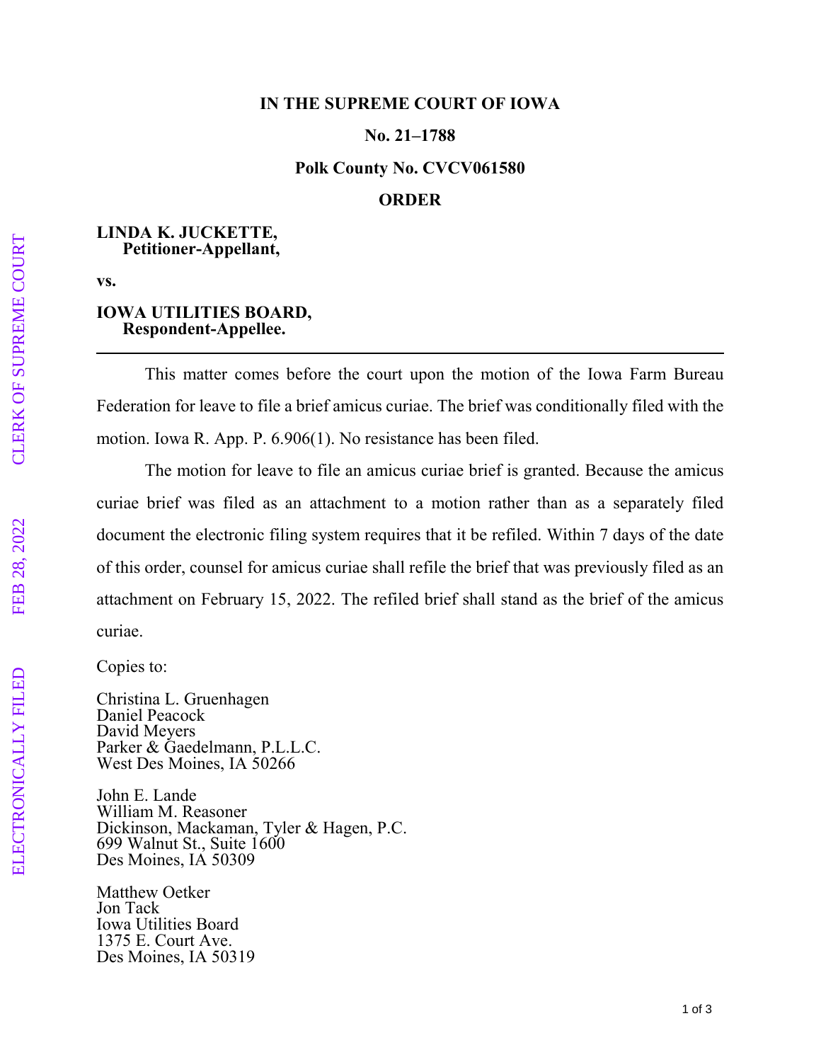**IN THE SUPREME COURT OF IOWA**

**No. 21–1788**

**Polk County No. CVCV061580**

**ORDER**

**LINDA K. JUCKETTE,**
**Petitioner-Appellant,**

**vs.**

**IOWA UTILITIES BOARD,**
**Respondent-Appellee.**

---

This matter comes before the court upon the motion of the Iowa Farm Bureau Federation for leave to file a brief amicus curiae. The brief was conditionally filed with the motion. Iowa R. App. P. 6.906(1). No resistance has been filed.

The motion for leave to file an amicus curiae brief is granted. Because the amicus curiae brief was filed as an attachment to a motion rather than as a separately filed document the electronic filing system requires that it be refiled. Within 7 days of the date of this order, counsel for amicus curiae shall refile the brief that was previously filed as an attachment on February 15, 2022. The refiled brief shall stand as the brief of the amicus curiae.

Copies to:

Christina L. Gruenhagen
Daniel Peacock
David Meyers
Parker & Gaedelmann, P.L.L.C.
West Des Moines, IA 50266

John E. Lande
William M. Reasoner
Dickinson, Mackaman, Tyler & Hagen, P.C.
699 Walnut St., Suite 1600
Des Moines, IA 50309

Matthew Oetker
Jon Tack
Iowa Utilities Board
1375 E. Court Ave.
Des Moines, IA 50319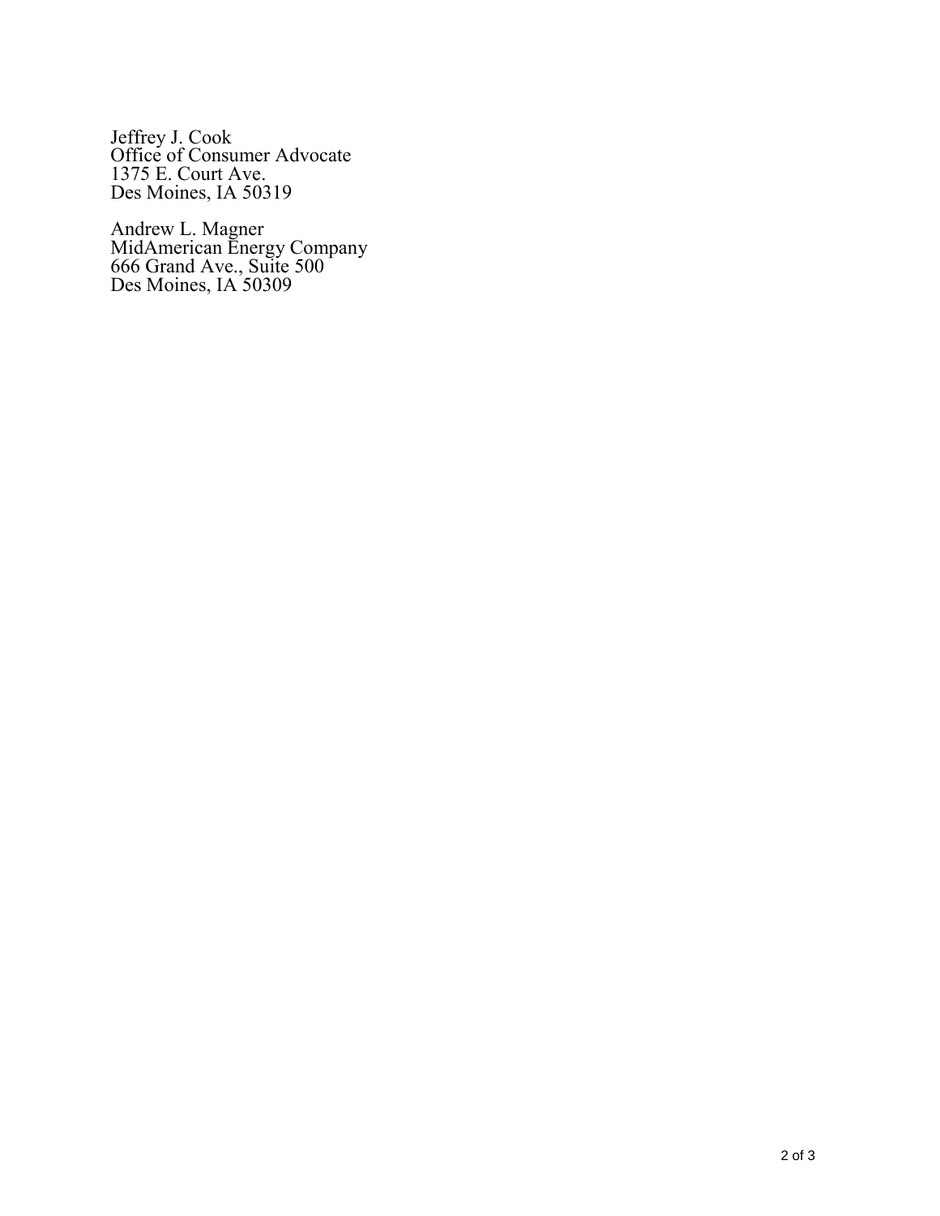Jeffrey J. Cook
Office of Consumer Advocate
1375 E. Court Ave.
Des Moines, IA 50319

Andrew L. Magner
MidAmerican Energy Company
666 Grand Ave., Suite 500
Des Moines, IA 50309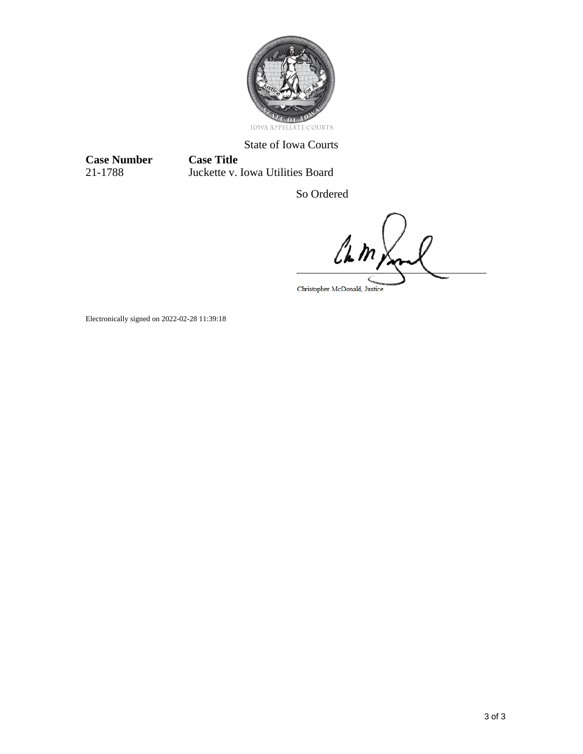IOWA APPELLATE COURTS

State of Iowa Courts

| **Case Number** | **Case Title** |
| --- | --- |
| 21-1788 | Juckette v. Iowa Utilities Board |

So Ordered

Christopher McDonald, Justice

Electronically signed on 2022-02-28 11:39:18